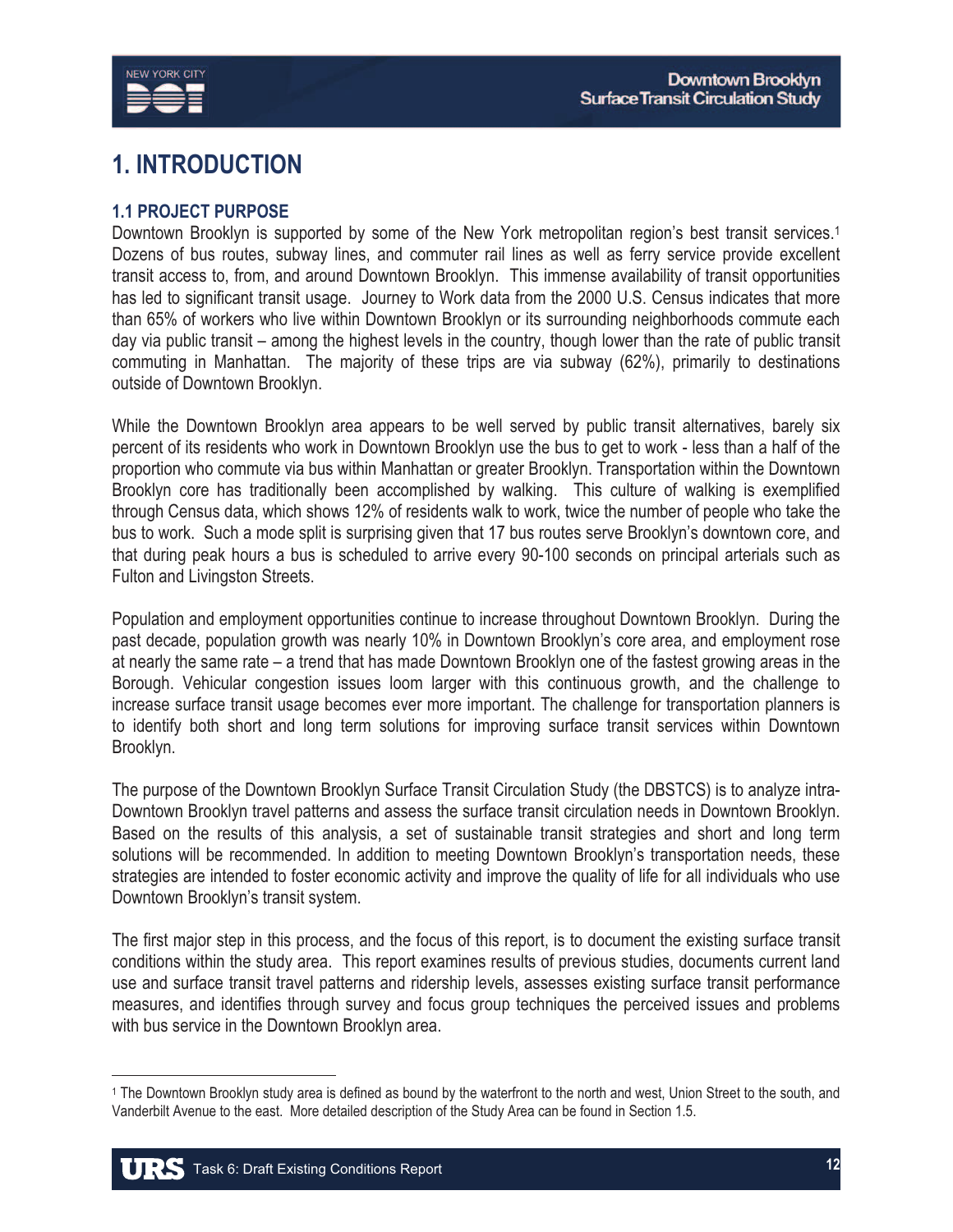# 1. INTRODUCTION

## 1.1 PROJECT PURPOSE

Downtown Brooklyn is supported by some of the New York metropolitan region's best transit services.[1] Dozens of bus routes, subway lines, and commuter rail lines as well as ferry service provide excellent transit access to, from, and around Downtown Brooklyn. This immense availability of transit opportunities has led to significant transit usage. Journey to Work data from the 2000 U.S. Census indicates that more than 65% of workers who live within Downtown Brooklyn or its surrounding neighborhoods commute each day via public transit – among the highest levels in the country, though lower than the rate of public transit commuting in Manhattan. The majority of these trips are via subway (62%), primarily to destinations outside of Downtown Brooklyn.

While the Downtown Brooklyn area appears to be well served by public transit alternatives, barely six percent of its residents who work in Downtown Brooklyn use the bus to get to work - less than a half of the proportion who commute via bus within Manhattan or greater Brooklyn. Transportation within the Downtown Brooklyn core has traditionally been accomplished by walking. This culture of walking is exemplified through Census data, which shows 12% of residents walk to work, twice the number of people who take the bus to work. Such a mode split is surprising given that 17 bus routes serve Brooklyn's downtown core, and that during peak hours a bus is scheduled to arrive every 90-100 seconds on principal arterials such as Fulton and Livingston Streets.

Population and employment opportunities continue to increase throughout Downtown Brooklyn. During the past decade, population growth was nearly 10% in Downtown Brooklyn's core area, and employment rose at nearly the same rate – a trend that has made Downtown Brooklyn one of the fastest growing areas in the Borough. Vehicular congestion issues loom larger with this continuous growth, and the challenge to increase surface transit usage becomes ever more important. The challenge for transportation planners is to identify both short and long term solutions for improving surface transit services within Downtown Brooklyn.

The purpose of the Downtown Brooklyn Surface Transit Circulation Study (the DBSTCS) is to analyze intra-Downtown Brooklyn travel patterns and assess the surface transit circulation needs in Downtown Brooklyn. Based on the results of this analysis, a set of sustainable transit strategies and short and long term solutions will be recommended. In addition to meeting Downtown Brooklyn's transportation needs, these strategies are intended to foster economic activity and improve the quality of life for all individuals who use Downtown Brooklyn's transit system.

The first major step in this process, and the focus of this report, is to document the existing surface transit conditions within the study area. This report examines results of previous studies, documents current land use and surface transit travel patterns and ridership levels, assesses existing surface transit performance measures, and identifies through survey and focus group techniques the perceived issues and problems with bus service in the Downtown Brooklyn area.

---

[1] The Downtown Brooklyn study area is defined as bound by the waterfront to the north and west, Union Street to the south, and Vanderbilt Avenue to the east. More detailed description of the Study Area can be found in Section 1.5.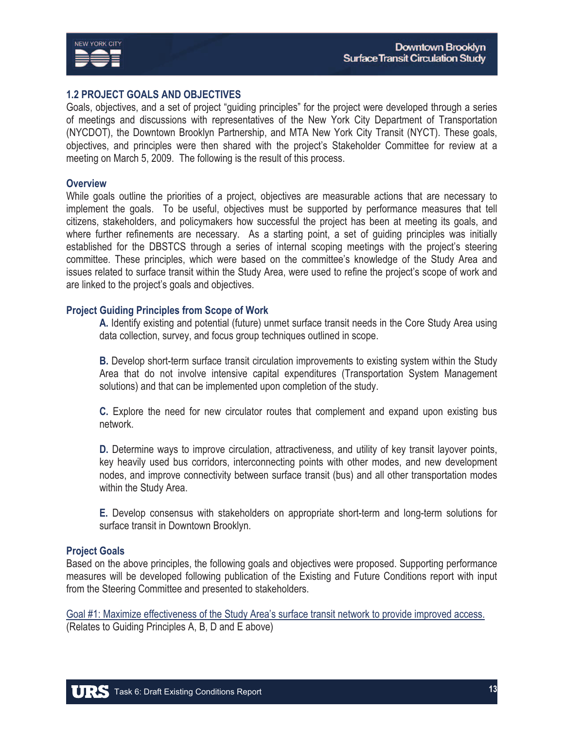## 1.2 PROJECT GOALS AND OBJECTIVES

Goals, objectives, and a set of project "guiding principles" for the project were developed through a series of meetings and discussions with representatives of the New York City Department of Transportation (NYCDOT), the Downtown Brooklyn Partnership, and MTA New York City Transit (NYCT). These goals, objectives, and principles were then shared with the project's Stakeholder Committee for review at a meeting on March 5, 2009. The following is the result of this process.

### Overview

While goals outline the priorities of a project, objectives are measurable actions that are necessary to implement the goals. To be useful, objectives must be supported by performance measures that tell citizens, stakeholders, and policymakers how successful the project has been at meeting its goals, and where further refinements are necessary. As a starting point, a set of guiding principles was initially established for the DBSTCS through a series of internal scoping meetings with the project's steering committee. These principles, which were based on the committee's knowledge of the Study Area and issues related to surface transit within the Study Area, were used to refine the project's scope of work and are linked to the project's goals and objectives.

### Project Guiding Principles from Scope of Work

**A.** Identify existing and potential (future) unmet surface transit needs in the Core Study Area using data collection, survey, and focus group techniques outlined in scope.

**B.** Develop short-term surface transit circulation improvements to existing system within the Study Area that do not involve intensive capital expenditures (Transportation System Management solutions) and that can be implemented upon completion of the study.

**C.** Explore the need for new circulator routes that complement and expand upon existing bus network.

**D.** Determine ways to improve circulation, attractiveness, and utility of key transit layover points, key heavily used bus corridors, interconnecting points with other modes, and new development nodes, and improve connectivity between surface transit (bus) and all other transportation modes within the Study Area.

**E.** Develop consensus with stakeholders on appropriate short-term and long-term solutions for surface transit in Downtown Brooklyn.

### Project Goals

Based on the above principles, the following goals and objectives were proposed. Supporting performance measures will be developed following publication of the Existing and Future Conditions report with input from the Steering Committee and presented to stakeholders.

Goal #1: Maximize effectiveness of the Study Area's surface transit network to provide improved access.
(Relates to Guiding Principles A, B, D and E above)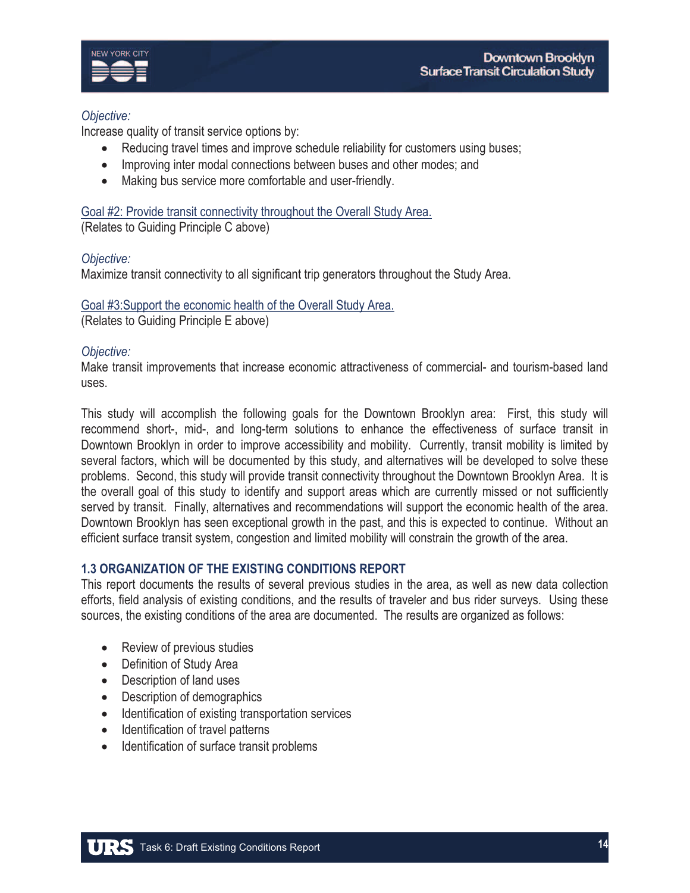*Objective:*
Increase quality of transit service options by:

- Reducing travel times and improve schedule reliability for customers using buses;
- Improving inter modal connections between buses and other modes; and
- Making bus service more comfortable and user-friendly.

Goal #2: Provide transit connectivity throughout the Overall Study Area.
(Relates to Guiding Principle C above)

*Objective:*
Maximize transit connectivity to all significant trip generators throughout the Study Area.

Goal #3:Support the economic health of the Overall Study Area.
(Relates to Guiding Principle E above)

*Objective:*
Make transit improvements that increase economic attractiveness of commercial- and tourism-based land uses.

This study will accomplish the following goals for the Downtown Brooklyn area: First, this study will recommend short-, mid-, and long-term solutions to enhance the effectiveness of surface transit in Downtown Brooklyn in order to improve accessibility and mobility. Currently, transit mobility is limited by several factors, which will be documented by this study, and alternatives will be developed to solve these problems. Second, this study will provide transit connectivity throughout the Downtown Brooklyn Area. It is the overall goal of this study to identify and support areas which are currently missed or not sufficiently served by transit. Finally, alternatives and recommendations will support the economic health of the area. Downtown Brooklyn has seen exceptional growth in the past, and this is expected to continue. Without an efficient surface transit system, congestion and limited mobility will constrain the growth of the area.

### 1.3 ORGANIZATION OF THE EXISTING CONDITIONS REPORT

This report documents the results of several previous studies in the area, as well as new data collection efforts, field analysis of existing conditions, and the results of traveler and bus rider surveys. Using these sources, the existing conditions of the area are documented. The results are organized as follows:

- Review of previous studies
- Definition of Study Area
- Description of land uses
- Description of demographics
- Identification of existing transportation services
- Identification of travel patterns
- Identification of surface transit problems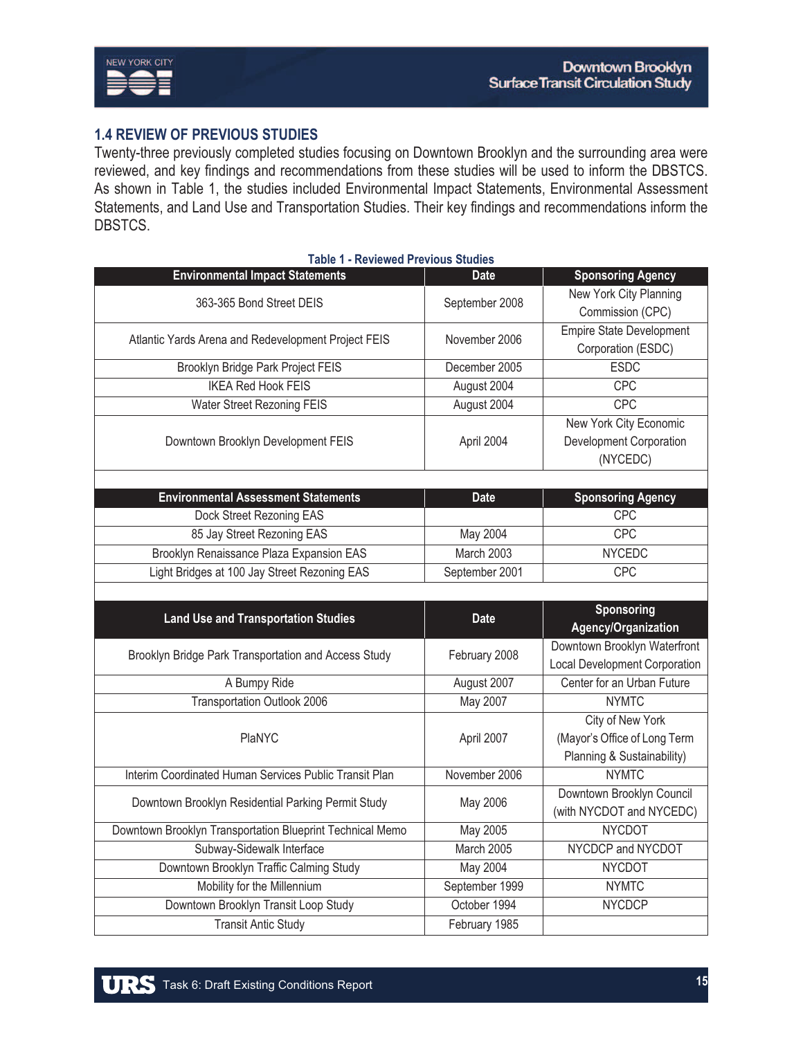## 1.4 REVIEW OF PREVIOUS STUDIES

Twenty-three previously completed studies focusing on Downtown Brooklyn and the surrounding area were reviewed, and key findings and recommendations from these studies will be used to inform the DBSTCS. As shown in Table 1, the studies included Environmental Impact Statements, Environmental Assessment Statements, and Land Use and Transportation Studies. Their key findings and recommendations inform the DBSTCS.

**Table 1 - Reviewed Previous Studies**

| Environmental Impact Statements | Date | Sponsoring Agency |
|---|---|---|
| 363-365 Bond Street DEIS | September 2008 | New York City Planning Commission (CPC) |
| Atlantic Yards Arena and Redevelopment Project FEIS | November 2006 | Empire State Development Corporation (ESDC) |
| Brooklyn Bridge Park Project FEIS | December 2005 | ESDC |
| IKEA Red Hook FEIS | August 2004 | CPC |
| Water Street Rezoning FEIS | August 2004 | CPC |
| Downtown Brooklyn Development FEIS | April 2004 | New York City Economic Development Corporation (NYCEDC) |
| | | |
| **Environmental Assessment Statements** | **Date** | **Sponsoring Agency** |
| Dock Street Rezoning EAS | | CPC |
| 85 Jay Street Rezoning EAS | May 2004 | CPC |
| Brooklyn Renaissance Plaza Expansion EAS | March 2003 | NYCEDC |
| Light Bridges at 100 Jay Street Rezoning EAS | September 2001 | CPC |
| | | |
| **Land Use and Transportation Studies** | **Date** | **Sponsoring Agency/Organization** |
| Brooklyn Bridge Park Transportation and Access Study | February 2008 | Downtown Brooklyn Waterfront Local Development Corporation |
| A Bumpy Ride | August 2007 | Center for an Urban Future |
| Transportation Outlook 2006 | May 2007 | NYMTC |
| PlaNYC | April 2007 | City of New York (Mayor's Office of Long Term Planning & Sustainability) |
| Interim Coordinated Human Services Public Transit Plan | November 2006 | NYMTC |
| Downtown Brooklyn Residential Parking Permit Study | May 2006 | Downtown Brooklyn Council (with NYCDOT and NYCEDC) |
| Downtown Brooklyn Transportation Blueprint Technical Memo | May 2005 | NYCDOT |
| Subway-Sidewalk Interface | March 2005 | NYCDCP and NYCDOT |
| Downtown Brooklyn Traffic Calming Study | May 2004 | NYCDOT |
| Mobility for the Millennium | September 1999 | NYMTC |
| Downtown Brooklyn Transit Loop Study | October 1994 | NYCDCP |
| Transit Antic Study | February 1985 | |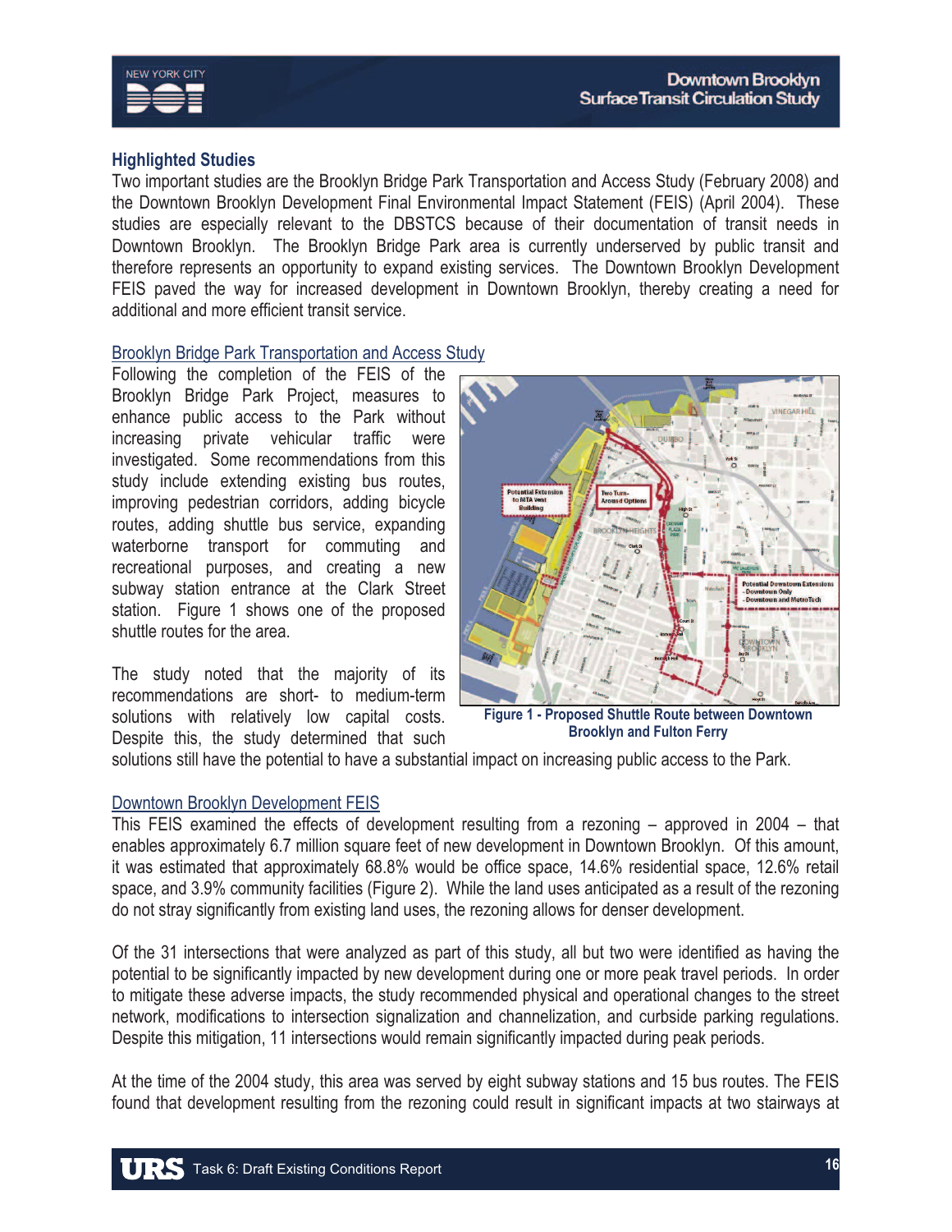## Highlighted Studies

Two important studies are the Brooklyn Bridge Park Transportation and Access Study (February 2008) and the Downtown Brooklyn Development Final Environmental Impact Statement (FEIS) (April 2004). These studies are especially relevant to the DBSTCS because of their documentation of transit needs in Downtown Brooklyn. The Brooklyn Bridge Park area is currently underserved by public transit and therefore represents an opportunity to expand existing services. The Downtown Brooklyn Development FEIS paved the way for increased development in Downtown Brooklyn, thereby creating a need for additional and more efficient transit service.

### Brooklyn Bridge Park Transportation and Access Study

Following the completion of the FEIS of the Brooklyn Bridge Park Project, measures to enhance public access to the Park without increasing private vehicular traffic were investigated. Some recommendations from this study include extending existing bus routes, improving pedestrian corridors, adding bicycle routes, adding shuttle bus service, expanding waterborne transport for commuting and recreational purposes, and creating a new subway station entrance at the Clark Street station. Figure 1 shows one of the proposed shuttle routes for the area.

Figure 1 - Proposed Shuttle Route between Downtown Brooklyn and Fulton Ferry

The study noted that the majority of its recommendations are short- to medium-term solutions with relatively low capital costs. Despite this, the study determined that such solutions still have the potential to have a substantial impact on increasing public access to the Park.

### Downtown Brooklyn Development FEIS

This FEIS examined the effects of development resulting from a rezoning – approved in 2004 – that enables approximately 6.7 million square feet of new development in Downtown Brooklyn. Of this amount, it was estimated that approximately 68.8% would be office space, 14.6% residential space, 12.6% retail space, and 3.9% community facilities (Figure 2). While the land uses anticipated as a result of the rezoning do not stray significantly from existing land uses, the rezoning allows for denser development.

Of the 31 intersections that were analyzed as part of this study, all but two were identified as having the potential to be significantly impacted by new development during one or more peak travel periods. In order to mitigate these adverse impacts, the study recommended physical and operational changes to the street network, modifications to intersection signalization and channelization, and curbside parking regulations. Despite this mitigation, 11 intersections would remain significantly impacted during peak periods.

At the time of the 2004 study, this area was served by eight subway stations and 15 bus routes. The FEIS found that development resulting from the rezoning could result in significant impacts at two stairways at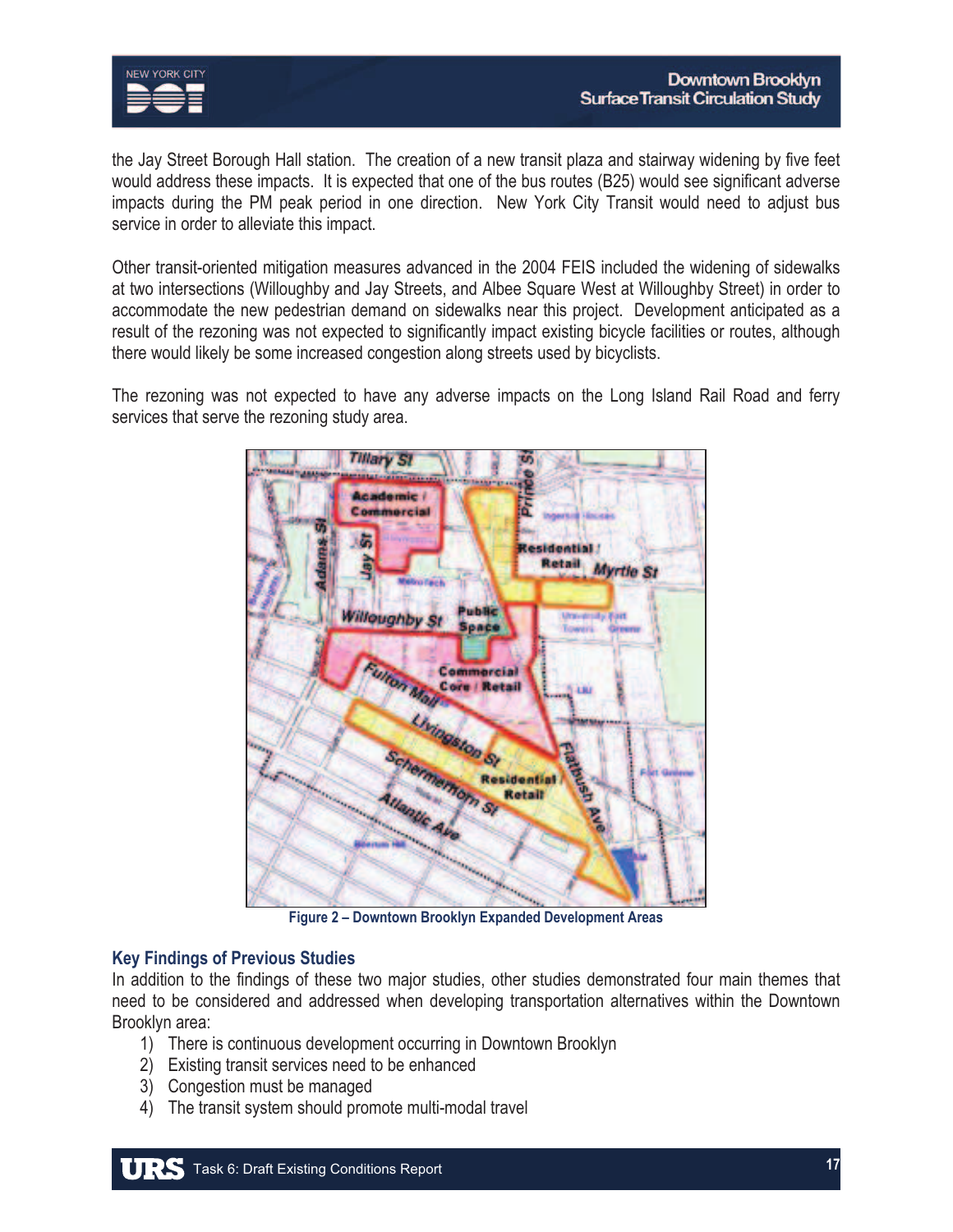the Jay Street Borough Hall station. The creation of a new transit plaza and stairway widening by five feet would address these impacts. It is expected that one of the bus routes (B25) would see significant adverse impacts during the PM peak period in one direction. New York City Transit would need to adjust bus service in order to alleviate this impact.

Other transit-oriented mitigation measures advanced in the 2004 FEIS included the widening of sidewalks at two intersections (Willoughby and Jay Streets, and Albee Square West at Willoughby Street) in order to accommodate the new pedestrian demand on sidewalks near this project. Development anticipated as a result of the rezoning was not expected to significantly impact existing bicycle facilities or routes, although there would likely be some increased congestion along streets used by bicyclists.

The rezoning was not expected to have any adverse impacts on the Long Island Rail Road and ferry services that serve the rezoning study area.

Figure 2 – Downtown Brooklyn Expanded Development Areas

### Key Findings of Previous Studies

In addition to the findings of these two major studies, other studies demonstrated four main themes that need to be considered and addressed when developing transportation alternatives within the Downtown Brooklyn area:

1) There is continuous development occurring in Downtown Brooklyn
2) Existing transit services need to be enhanced
3) Congestion must be managed
4) The transit system should promote multi-modal travel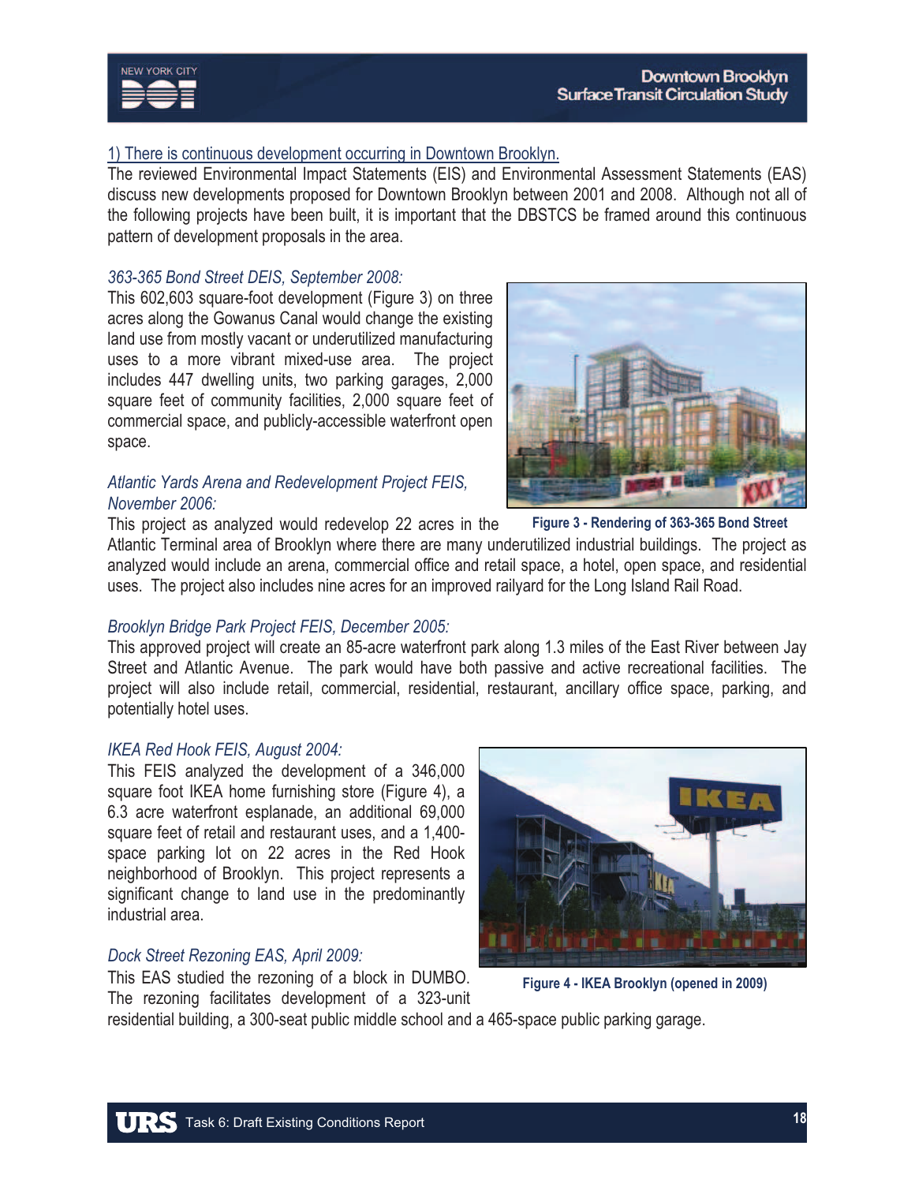1) There is continuous development occurring in Downtown Brooklyn.

The reviewed Environmental Impact Statements (EIS) and Environmental Assessment Statements (EAS) discuss new developments proposed for Downtown Brooklyn between 2001 and 2008. Although not all of the following projects have been built, it is important that the DBSTCS be framed around this continuous pattern of development proposals in the area.

*363-365 Bond Street DEIS, September 2008:*

This 602,603 square-foot development (Figure 3) on three acres along the Gowanus Canal would change the existing land use from mostly vacant or underutilized manufacturing uses to a more vibrant mixed-use area. The project includes 447 dwelling units, two parking garages, 2,000 square feet of community facilities, 2,000 square feet of commercial space, and publicly-accessible waterfront open space.

**Figure 3 - Rendering of 363-365 Bond Street**

*Atlantic Yards Arena and Redevelopment Project FEIS, November 2006:*

This project as analyzed would redevelop 22 acres in the Atlantic Terminal area of Brooklyn where there are many underutilized industrial buildings. The project as analyzed would include an arena, commercial office and retail space, a hotel, open space, and residential uses. The project also includes nine acres for an improved railyard for the Long Island Rail Road.

*Brooklyn Bridge Park Project FEIS, December 2005:*

This approved project will create an 85-acre waterfront park along 1.3 miles of the East River between Jay Street and Atlantic Avenue. The park would have both passive and active recreational facilities. The project will also include retail, commercial, residential, restaurant, ancillary office space, parking, and potentially hotel uses.

*IKEA Red Hook FEIS, August 2004:*

This FEIS analyzed the development of a 346,000 square foot IKEA home furnishing store (Figure 4), a 6.3 acre waterfront esplanade, an additional 69,000 square feet of retail and restaurant uses, and a 1,400-space parking lot on 22 acres in the Red Hook neighborhood of Brooklyn. This project represents a significant change to land use in the predominantly industrial area.

**Figure 4 - IKEA Brooklyn (opened in 2009)**

*Dock Street Rezoning EAS, April 2009:*

This EAS studied the rezoning of a block in DUMBO. The rezoning facilitates development of a 323-unit residential building, a 300-seat public middle school and a 465-space public parking garage.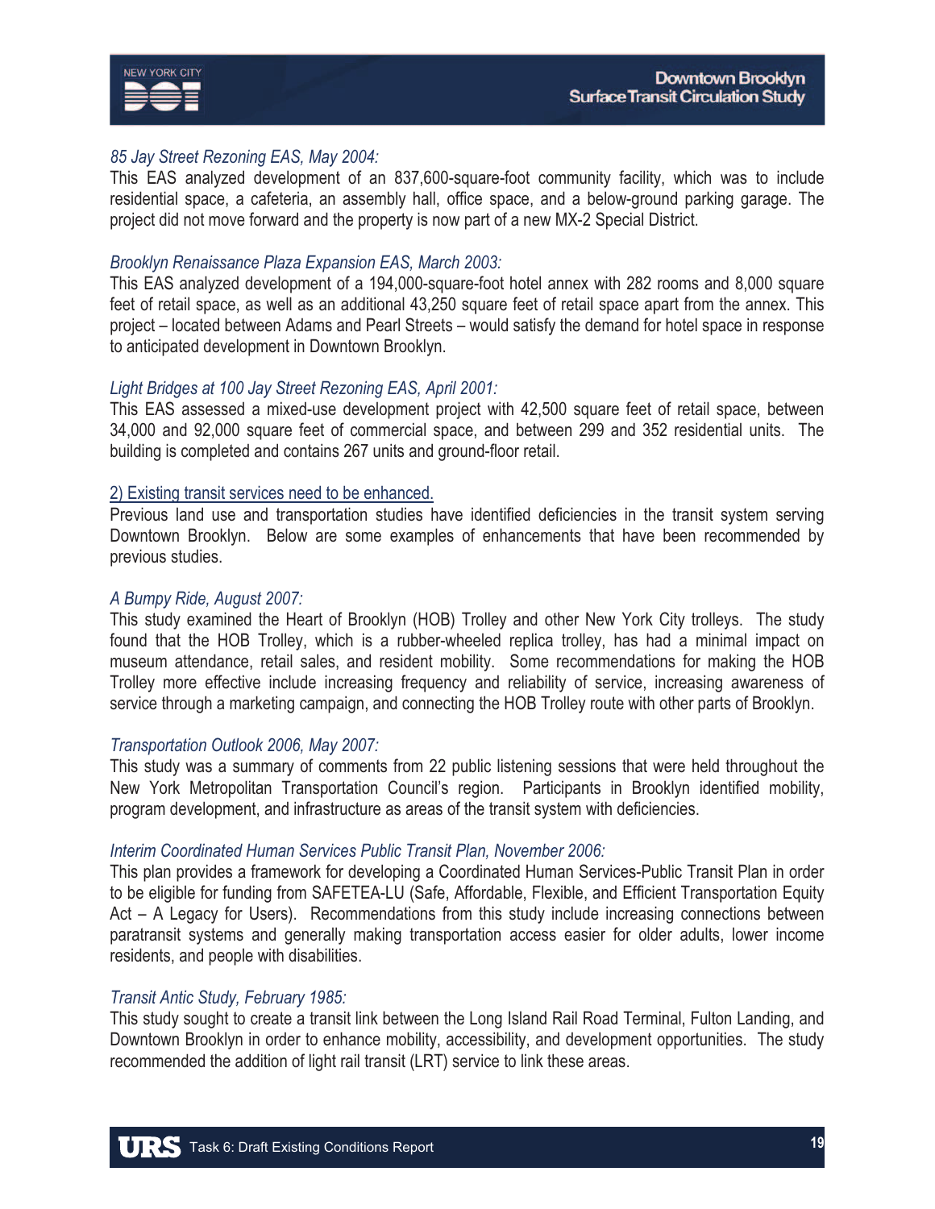*85 Jay Street Rezoning EAS, May 2004:*

This EAS analyzed development of an 837,600-square-foot community facility, which was to include residential space, a cafeteria, an assembly hall, office space, and a below-ground parking garage. The project did not move forward and the property is now part of a new MX-2 Special District.

*Brooklyn Renaissance Plaza Expansion EAS, March 2003:*

This EAS analyzed development of a 194,000-square-foot hotel annex with 282 rooms and 8,000 square feet of retail space, as well as an additional 43,250 square feet of retail space apart from the annex. This project – located between Adams and Pearl Streets – would satisfy the demand for hotel space in response to anticipated development in Downtown Brooklyn.

*Light Bridges at 100 Jay Street Rezoning EAS, April 2001:*

This EAS assessed a mixed-use development project with 42,500 square feet of retail space, between 34,000 and 92,000 square feet of commercial space, and between 299 and 352 residential units. The building is completed and contains 267 units and ground-floor retail.

<u>2) Existing transit services need to be enhanced.</u>

Previous land use and transportation studies have identified deficiencies in the transit system serving Downtown Brooklyn. Below are some examples of enhancements that have been recommended by previous studies.

*A Bumpy Ride, August 2007:*

This study examined the Heart of Brooklyn (HOB) Trolley and other New York City trolleys. The study found that the HOB Trolley, which is a rubber-wheeled replica trolley, has had a minimal impact on museum attendance, retail sales, and resident mobility. Some recommendations for making the HOB Trolley more effective include increasing frequency and reliability of service, increasing awareness of service through a marketing campaign, and connecting the HOB Trolley route with other parts of Brooklyn.

*Transportation Outlook 2006, May 2007:*

This study was a summary of comments from 22 public listening sessions that were held throughout the New York Metropolitan Transportation Council's region. Participants in Brooklyn identified mobility, program development, and infrastructure as areas of the transit system with deficiencies.

*Interim Coordinated Human Services Public Transit Plan, November 2006:*

This plan provides a framework for developing a Coordinated Human Services-Public Transit Plan in order to be eligible for funding from SAFETEA-LU (Safe, Affordable, Flexible, and Efficient Transportation Equity Act – A Legacy for Users). Recommendations from this study include increasing connections between paratransit systems and generally making transportation access easier for older adults, lower income residents, and people with disabilities.

*Transit Antic Study, February 1985:*

This study sought to create a transit link between the Long Island Rail Road Terminal, Fulton Landing, and Downtown Brooklyn in order to enhance mobility, accessibility, and development opportunities. The study recommended the addition of light rail transit (LRT) service to link these areas.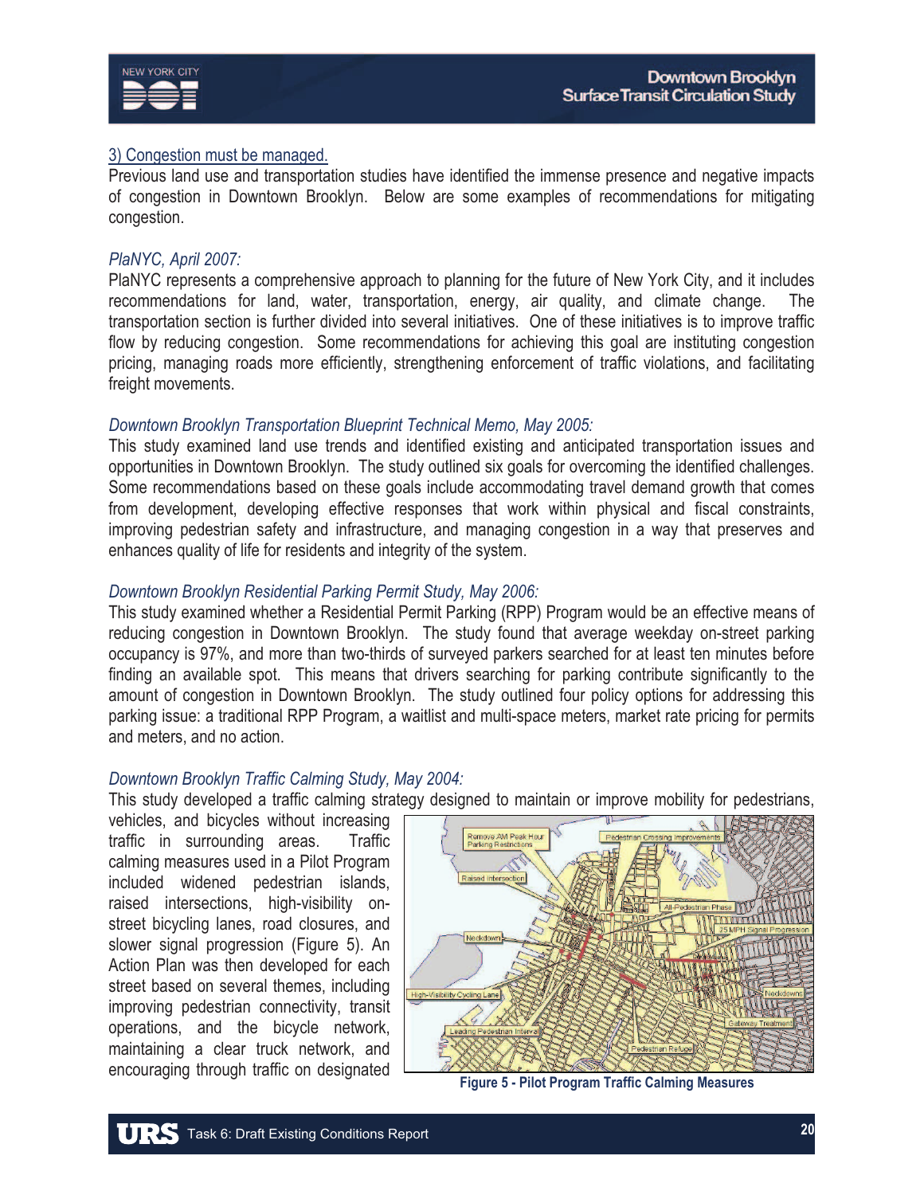3) Congestion must be managed.

Previous land use and transportation studies have identified the immense presence and negative impacts of congestion in Downtown Brooklyn. Below are some examples of recommendations for mitigating congestion.

*PlaNYC, April 2007:*

PlaNYC represents a comprehensive approach to planning for the future of New York City, and it includes recommendations for land, water, transportation, energy, air quality, and climate change. The transportation section is further divided into several initiatives. One of these initiatives is to improve traffic flow by reducing congestion. Some recommendations for achieving this goal are instituting congestion pricing, managing roads more efficiently, strengthening enforcement of traffic violations, and facilitating freight movements.

*Downtown Brooklyn Transportation Blueprint Technical Memo, May 2005:*

This study examined land use trends and identified existing and anticipated transportation issues and opportunities in Downtown Brooklyn. The study outlined six goals for overcoming the identified challenges. Some recommendations based on these goals include accommodating travel demand growth that comes from development, developing effective responses that work within physical and fiscal constraints, improving pedestrian safety and infrastructure, and managing congestion in a way that preserves and enhances quality of life for residents and integrity of the system.

*Downtown Brooklyn Residential Parking Permit Study, May 2006:*

This study examined whether a Residential Permit Parking (RPP) Program would be an effective means of reducing congestion in Downtown Brooklyn. The study found that average weekday on-street parking occupancy is 97%, and more than two-thirds of surveyed parkers searched for at least ten minutes before finding an available spot. This means that drivers searching for parking contribute significantly to the amount of congestion in Downtown Brooklyn. The study outlined four policy options for addressing this parking issue: a traditional RPP Program, a waitlist and multi-space meters, market rate pricing for permits and meters, and no action.

*Downtown Brooklyn Traffic Calming Study, May 2004:*

This study developed a traffic calming strategy designed to maintain or improve mobility for pedestrians, vehicles, and bicycles without increasing traffic in surrounding areas. Traffic calming measures used in a Pilot Program included widened pedestrian islands, raised intersections, high-visibility on-street bicycling lanes, road closures, and slower signal progression (Figure 5). An Action Plan was then developed for each street based on several themes, including improving pedestrian connectivity, transit operations, and the bicycle network, maintaining a clear truck network, and encouraging through traffic on designated

**Figure 5 - Pilot Program Traffic Calming Measures**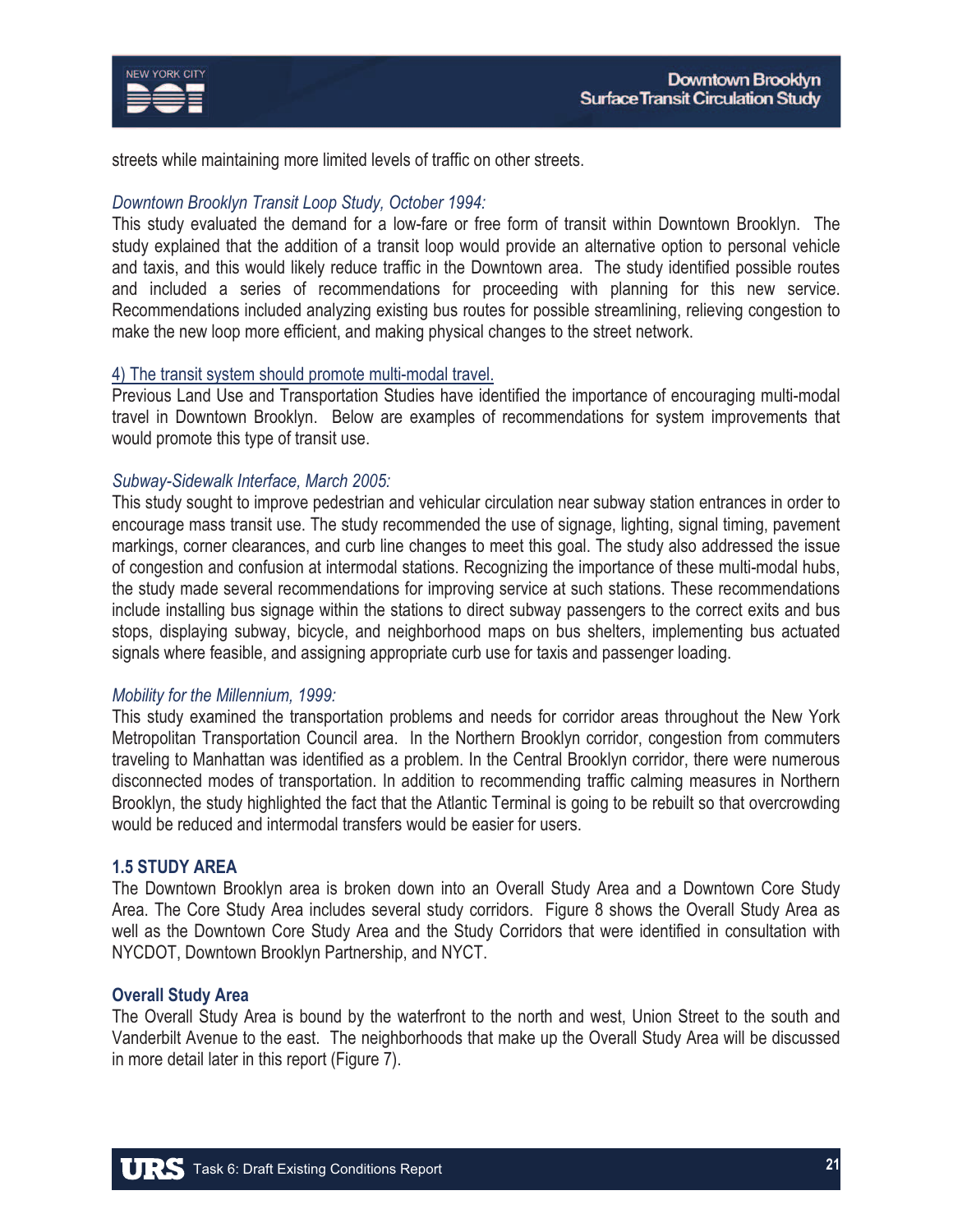streets while maintaining more limited levels of traffic on other streets.

*Downtown Brooklyn Transit Loop Study, October 1994:*
This study evaluated the demand for a low-fare or free form of transit within Downtown Brooklyn. The study explained that the addition of a transit loop would provide an alternative option to personal vehicle and taxis, and this would likely reduce traffic in the Downtown area. The study identified possible routes and included a series of recommendations for proceeding with planning for this new service. Recommendations included analyzing existing bus routes for possible streamlining, relieving congestion to make the new loop more efficient, and making physical changes to the street network.

4) The transit system should promote multi-modal travel.
Previous Land Use and Transportation Studies have identified the importance of encouraging multi-modal travel in Downtown Brooklyn. Below are examples of recommendations for system improvements that would promote this type of transit use.

*Subway-Sidewalk Interface, March 2005:*
This study sought to improve pedestrian and vehicular circulation near subway station entrances in order to encourage mass transit use. The study recommended the use of signage, lighting, signal timing, pavement markings, corner clearances, and curb line changes to meet this goal. The study also addressed the issue of congestion and confusion at intermodal stations. Recognizing the importance of these multi-modal hubs, the study made several recommendations for improving service at such stations. These recommendations include installing bus signage within the stations to direct subway passengers to the correct exits and bus stops, displaying subway, bicycle, and neighborhood maps on bus shelters, implementing bus actuated signals where feasible, and assigning appropriate curb use for taxis and passenger loading.

*Mobility for the Millennium, 1999:*
This study examined the transportation problems and needs for corridor areas throughout the New York Metropolitan Transportation Council area. In the Northern Brooklyn corridor, congestion from commuters traveling to Manhattan was identified as a problem. In the Central Brooklyn corridor, there were numerous disconnected modes of transportation. In addition to recommending traffic calming measures in Northern Brooklyn, the study highlighted the fact that the Atlantic Terminal is going to be rebuilt so that overcrowding would be reduced and intermodal transfers would be easier for users.

## 1.5 STUDY AREA

The Downtown Brooklyn area is broken down into an Overall Study Area and a Downtown Core Study Area. The Core Study Area includes several study corridors. Figure 8 shows the Overall Study Area as well as the Downtown Core Study Area and the Study Corridors that were identified in consultation with NYCDOT, Downtown Brooklyn Partnership, and NYCT.

### Overall Study Area

The Overall Study Area is bound by the waterfront to the north and west, Union Street to the south and Vanderbilt Avenue to the east. The neighborhoods that make up the Overall Study Area will be discussed in more detail later in this report (Figure 7).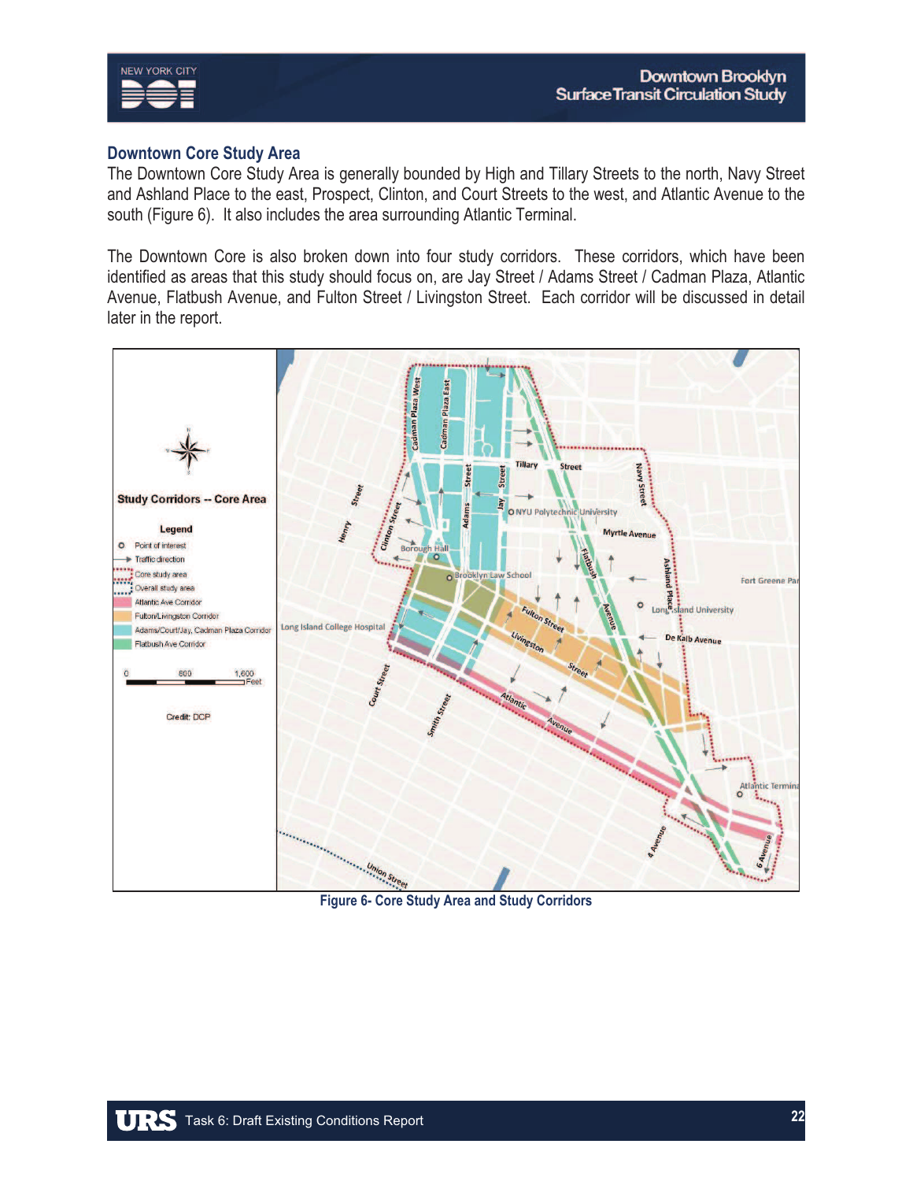## Downtown Core Study Area

The Downtown Core Study Area is generally bounded by High and Tillary Streets to the north, Navy Street and Ashland Place to the east, Prospect, Clinton, and Court Streets to the west, and Atlantic Avenue to the south (Figure 6). It also includes the area surrounding Atlantic Terminal.

The Downtown Core is also broken down into four study corridors. These corridors, which have been identified as areas that this study should focus on, are Jay Street / Adams Street / Cadman Plaza, Atlantic Avenue, Flatbush Avenue, and Fulton Street / Livingston Street. Each corridor will be discussed in detail later in the report.

Study Corridors -- Core Area

Legend

Point of interest

Traffic direction

Core study area

Overall study area

Atlantic Ave Corridor

Fulton/Livingston Corridor

Adams/Court/Jay, Cadman Plaza Corridor

Flatbush Ave Corridor

0 800 1,600 Feet

Credit: DCP

Figure 6- Core Study Area and Study Corridors